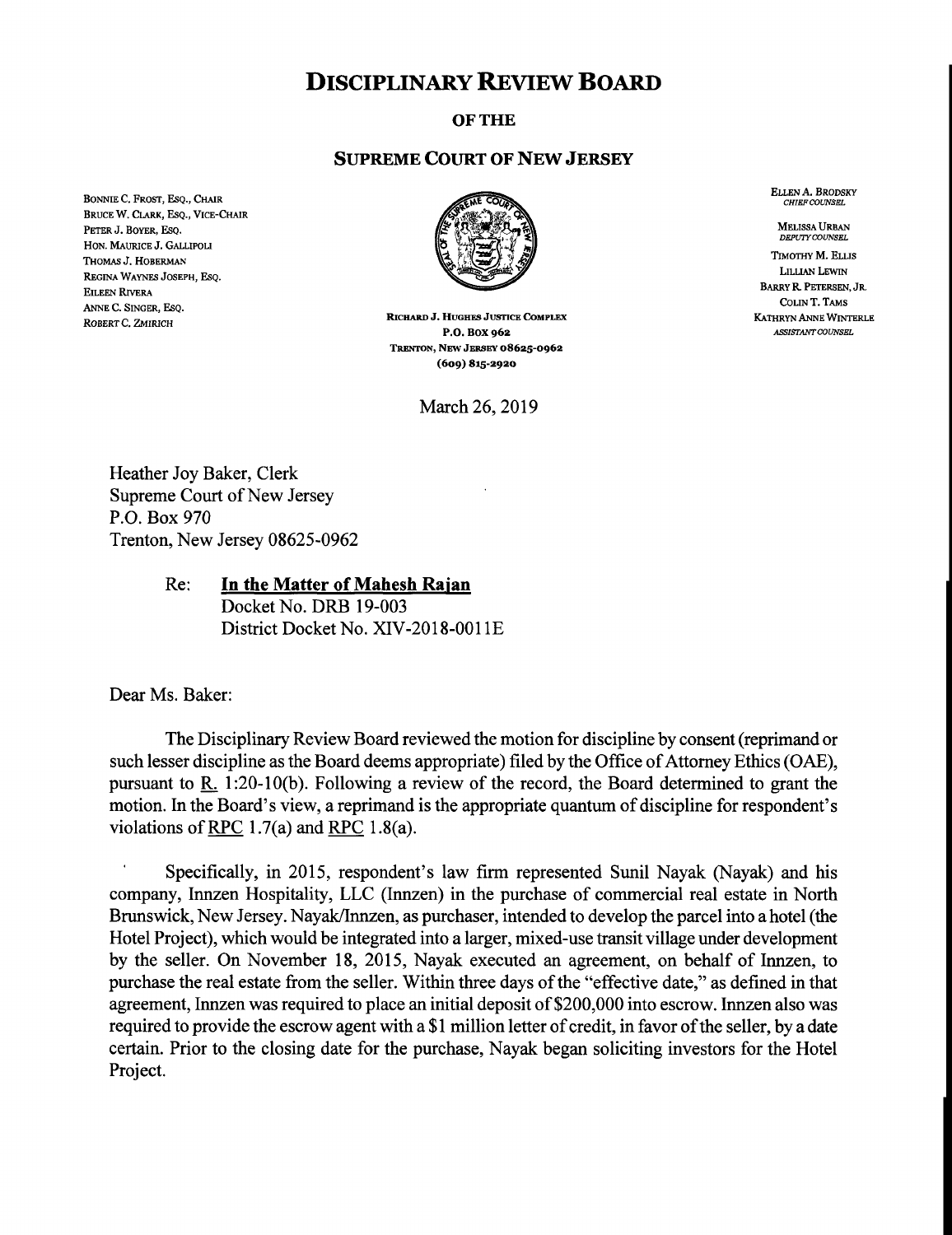# DISCIPLINARY REVIEW BOARD

**OF THE**

**SUPREME COURT OF NEW JERSEY**

BONNIE C. FROST, ESQ., CHAIR
BRUCE W. CLARK, ESQ., VICE-CHAIR
PETER J. BOYER, ESQ.
HON. MAURICE J. GALLIPOLI
THOMAS J. HOBERMAN
REGINA WAYNES JOSEPH, ESQ.
EILEEN RIVERA
ANNE C. SINGER, ESQ.
ROBERT C. ZMIRICH

RICHARD J. HUGHES JUSTICE COMPLEX
P.O. BOX 962
TRENTON, NEW JERSEY 08625-0962
(609) 815-2920

ELLEN A. BRODSKY
*CHIEF COUNSEL*

MELISSA URBAN
*DEPUTY COUNSEL*

TIMOTHY M. ELLIS
LILLIAN LEWIN
BARRY R. PETERSEN, JR.
COLIN T. TAMS
KATHRYN ANNE WINTERLE
*ASSISTANT COUNSEL*

March 26, 2019

Heather Joy Baker, Clerk
Supreme Court of New Jersey
P.O. Box 970
Trenton, New Jersey 08625-0962

Re: **In the Matter of Mahesh Rajan**
Docket No. DRB 19-003
District Docket No. XIV-2018-0011E

Dear Ms. Baker:

The Disciplinary Review Board reviewed the motion for discipline by consent (reprimand or such lesser discipline as the Board deems appropriate) filed by the Office of Attorney Ethics (OAE), pursuant to R. 1:20-10(b). Following a review of the record, the Board determined to grant the motion. In the Board's view, a reprimand is the appropriate quantum of discipline for respondent's violations of RPC 1.7(a) and RPC 1.8(a).

Specifically, in 2015, respondent's law firm represented Sunil Nayak (Nayak) and his company, Innzen Hospitality, LLC (Innzen) in the purchase of commercial real estate in North Brunswick, New Jersey. Nayak/Innzen, as purchaser, intended to develop the parcel into a hotel (the Hotel Project), which would be integrated into a larger, mixed-use transit village under development by the seller. On November 18, 2015, Nayak executed an agreement, on behalf of Innzen, to purchase the real estate from the seller. Within three days of the "effective date," as defined in that agreement, Innzen was required to place an initial deposit of $200,000 into escrow. Innzen also was required to provide the escrow agent with a $1 million letter of credit, in favor of the seller, by a date certain. Prior to the closing date for the purchase, Nayak began soliciting investors for the Hotel Project.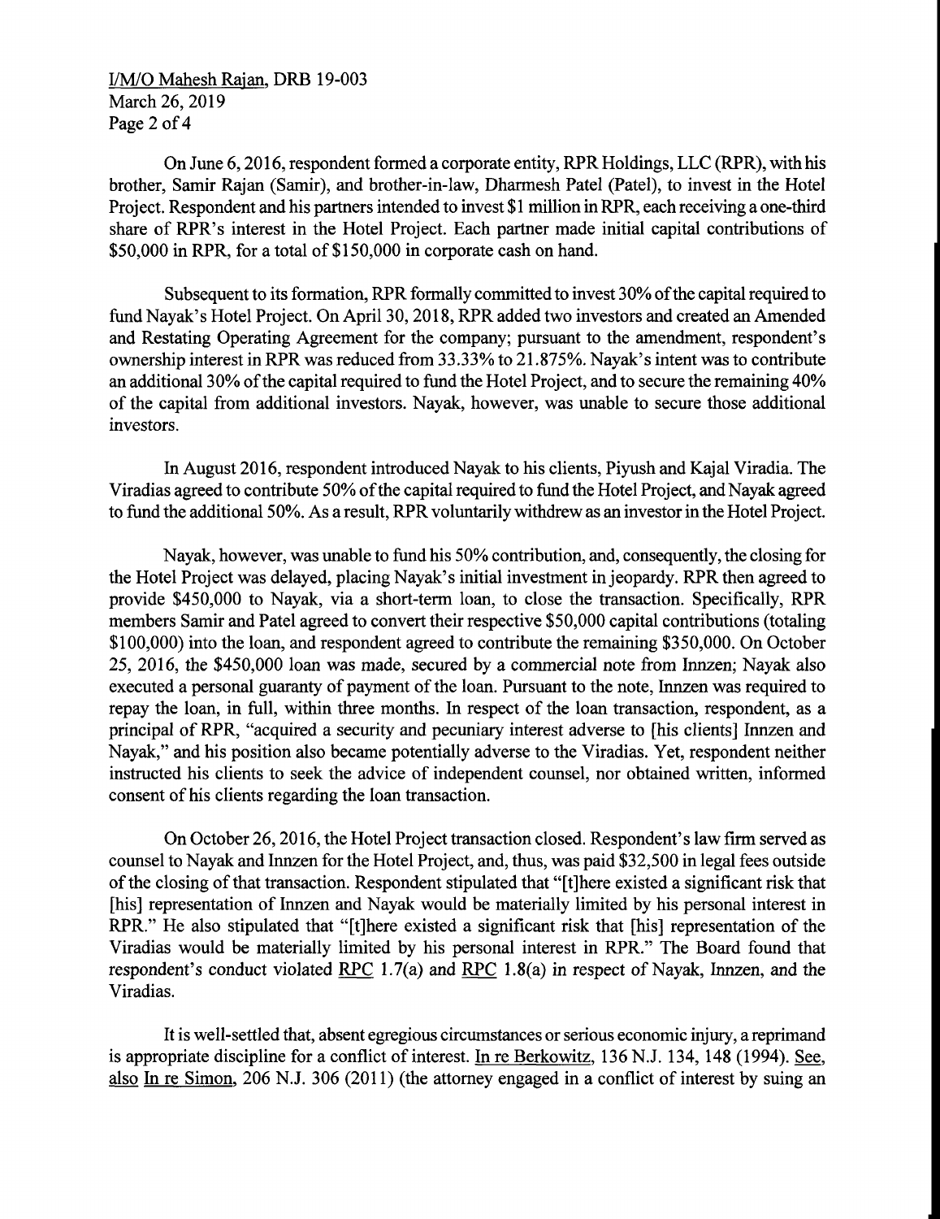On June 6, 2016, respondent formed a corporate entity, RPR Holdings, LLC (RPR), with his brother, Samir Rajan (Samir), and brother-in-law, Dharmesh Patel (Patel), to invest in the Hotel Project. Respondent and his partners intended to invest $1 million in RPR, each receiving a one-third share of RPR's interest in the Hotel Project. Each partner made initial capital contributions of $50,000 in RPR, for a total of $150,000 in corporate cash on hand.

Subsequent to its formation, RPR formally committed to invest 30% of the capital required to fund Nayak's Hotel Project. On April 30, 2018, RPR added two investors and created an Amended and Restating Operating Agreement for the company; pursuant to the amendment, respondent's ownership interest in RPR was reduced from 33.33% to 21.875%. Nayak's intent was to contribute an additional 30% of the capital required to fund the Hotel Project, and to secure the remaining 40% of the capital from additional investors. Nayak, however, was unable to secure those additional investors.

In August 2016, respondent introduced Nayak to his clients, Piyush and Kajal Viradia. The Viradias agreed to contribute 50% of the capital required to fund the Hotel Project, and Nayak agreed to fund the additional 50%. As a result, RPR voluntarily withdrew as an investor in the Hotel Project.

Nayak, however, was unable to fund his 50% contribution, and, consequently, the closing for the Hotel Project was delayed, placing Nayak's initial investment in jeopardy. RPR then agreed to provide $450,000 to Nayak, via a short-term loan, to close the transaction. Specifically, RPR members Samir and Patel agreed to convert their respective $50,000 capital contributions (totaling $100,000) into the loan, and respondent agreed to contribute the remaining $350,000. On October 25, 2016, the $450,000 loan was made, secured by a commercial note from Innzen; Nayak also executed a personal guaranty of payment of the loan. Pursuant to the note, Innzen was required to repay the loan, in full, within three months. In respect of the loan transaction, respondent, as a principal of RPR, "acquired a security and pecuniary interest adverse to [his clients] Innzen and Nayak," and his position also became potentially adverse to the Viradias. Yet, respondent neither instructed his clients to seek the advice of independent counsel, nor obtained written, informed consent of his clients regarding the loan transaction.

On October 26, 2016, the Hotel Project transaction closed. Respondent's law firm served as counsel to Nayak and Innzen for the Hotel Project, and, thus, was paid $32,500 in legal fees outside of the closing of that transaction. Respondent stipulated that "[t]here existed a significant risk that [his] representation of Innzen and Nayak would be materially limited by his personal interest in RPR." He also stipulated that "[t]here existed a significant risk that [his] representation of the Viradias would be materially limited by his personal interest in RPR." The Board found that respondent's conduct violated RPC 1.7(a) and RPC 1.8(a) in respect of Nayak, Innzen, and the Viradias.

It is well-settled that, absent egregious circumstances or serious economic injury, a reprimand is appropriate discipline for a conflict of interest. In re Berkowitz, 136 N.J. 134, 148 (1994). See, also In re Simon, 206 N.J. 306 (2011) (the attorney engaged in a conflict of interest by suing an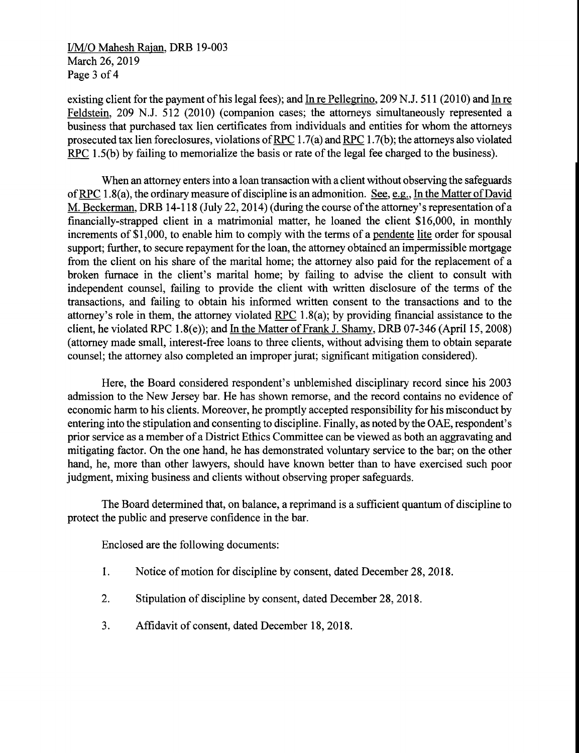existing client for the payment of his legal fees); and In re Pellegrino, 209 N.J. 511 (2010) and In re Feldstein, 209 N.J. 512 (2010) (companion cases; the attorneys simultaneously represented a business that purchased tax lien certificates from individuals and entities for whom the attorneys prosecuted tax lien foreclosures, violations of RPC 1.7(a) and RPC 1.7(b); the attorneys also violated RPC 1.5(b) by failing to memorialize the basis or rate of the legal fee charged to the business).

When an attorney enters into a loan transaction with a client without observing the safeguards of RPC 1.8(a), the ordinary measure of discipline is an admonition. See, e.g., In the Matter of David M. Beckerman, DRB 14-118 (July 22, 2014) (during the course of the attorney's representation of a financially-strapped client in a matrimonial matter, he loaned the client $16,000, in monthly increments of $1,000, to enable him to comply with the terms of a pendente lite order for spousal support; further, to secure repayment for the loan, the attorney obtained an impermissible mortgage from the client on his share of the marital home; the attorney also paid for the replacement of a broken furnace in the client's marital home; by failing to advise the client to consult with independent counsel, failing to provide the client with written disclosure of the terms of the transactions, and failing to obtain his informed written consent to the transactions and to the attorney's role in them, the attorney violated RPC 1.8(a); by providing financial assistance to the client, he violated RPC 1.8(e)); and In the Matter of Frank J. Shamy, DRB 07-346 (April 15, 2008) (attorney made small, interest-free loans to three clients, without advising them to obtain separate counsel; the attorney also completed an improper jurat; significant mitigation considered).

Here, the Board considered respondent's unblemished disciplinary record since his 2003 admission to the New Jersey bar. He has shown remorse, and the record contains no evidence of economic harm to his clients. Moreover, he promptly accepted responsibility for his misconduct by entering into the stipulation and consenting to discipline. Finally, as noted by the OAE, respondent's prior service as a member of a District Ethics Committee can be viewed as both an aggravating and mitigating factor. On the one hand, he has demonstrated voluntary service to the bar; on the other hand, he, more than other lawyers, should have known better than to have exercised such poor judgment, mixing business and clients without observing proper safeguards.

The Board determined that, on balance, a reprimand is a sufficient quantum of discipline to protect the public and preserve confidence in the bar.

Enclosed are the following documents:

1. Notice of motion for discipline by consent, dated December 28, 2018.

2. Stipulation of discipline by consent, dated December 28, 2018.

3. Affidavit of consent, dated December 18, 2018.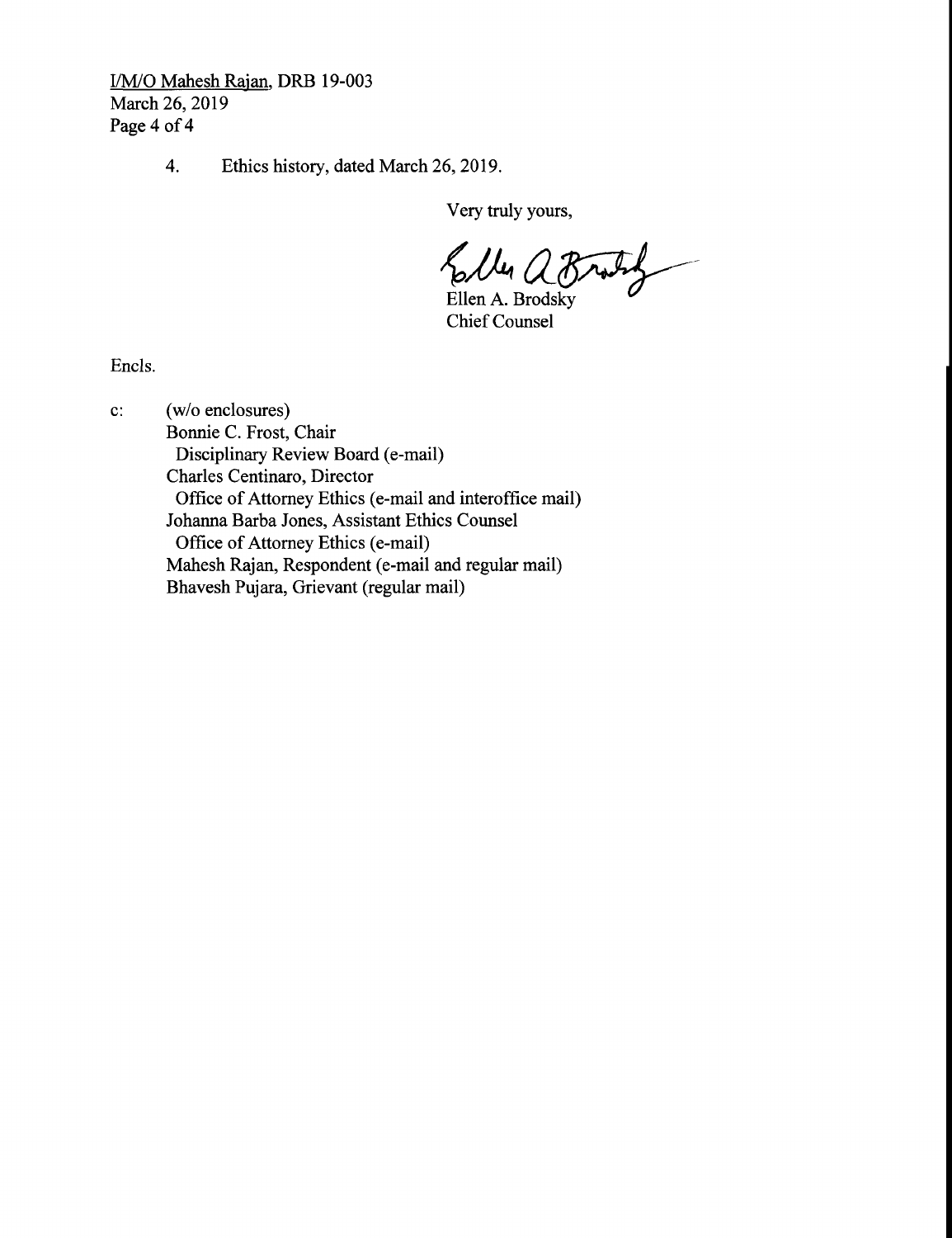4. Ethics history, dated March 26, 2019.

Very truly yours,

Ellen A. Brodsky
Chief Counsel

Encls.

c: (w/o enclosures)
Bonnie C. Frost, Chair
Disciplinary Review Board (e-mail)
Charles Centinaro, Director
Office of Attorney Ethics (e-mail and interoffice mail)
Johanna Barba Jones, Assistant Ethics Counsel
Office of Attorney Ethics (e-mail)
Mahesh Rajan, Respondent (e-mail and regular mail)
Bhavesh Pujara, Grievant (regular mail)